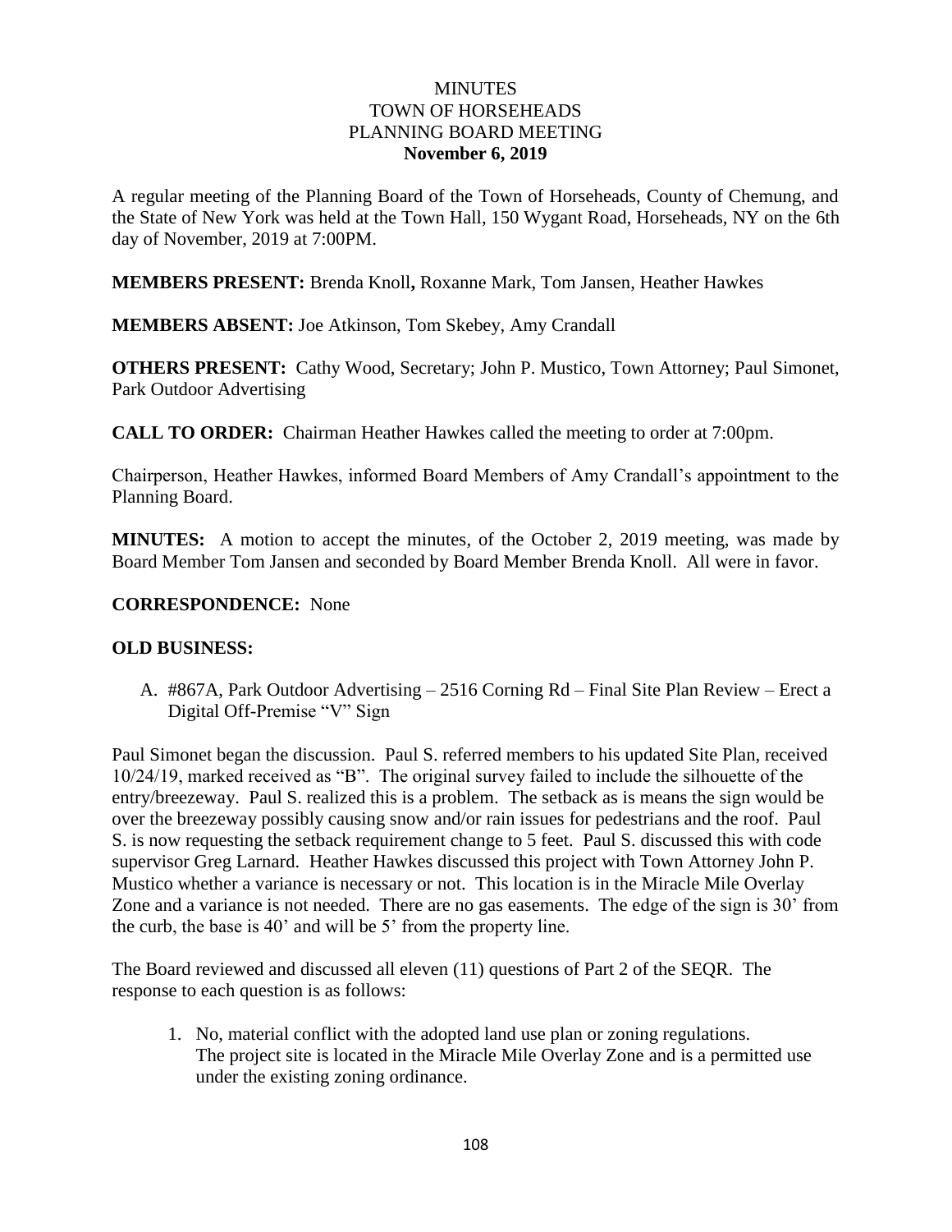# MINUTES
# TOWN OF HORSEHEADS
# PLANNING BOARD MEETING
# November 6, 2019

A regular meeting of the Planning Board of the Town of Horseheads, County of Chemung, and the State of New York was held at the Town Hall, 150 Wygant Road, Horseheads, NY on the 6th day of November, 2019 at 7:00PM.

**MEMBERS PRESENT:** Brenda Knoll**,** Roxanne Mark, Tom Jansen, Heather Hawkes

**MEMBERS ABSENT:** Joe Atkinson, Tom Skebey, Amy Crandall

**OTHERS PRESENT:** Cathy Wood, Secretary; John P. Mustico, Town Attorney; Paul Simonet, Park Outdoor Advertising

**CALL TO ORDER:** Chairman Heather Hawkes called the meeting to order at 7:00pm.

Chairperson, Heather Hawkes, informed Board Members of Amy Crandall's appointment to the Planning Board.

**MINUTES:** A motion to accept the minutes, of the October 2, 2019 meeting, was made by Board Member Tom Jansen and seconded by Board Member Brenda Knoll. All were in favor.

**CORRESPONDENCE:** None

**OLD BUSINESS:**

A. #867A, Park Outdoor Advertising – 2516 Corning Rd – Final Site Plan Review – Erect a Digital Off-Premise "V" Sign

Paul Simonet began the discussion. Paul S. referred members to his updated Site Plan, received 10/24/19, marked received as "B". The original survey failed to include the silhouette of the entry/breezeway. Paul S. realized this is a problem. The setback as is means the sign would be over the breezeway possibly causing snow and/or rain issues for pedestrians and the roof. Paul S. is now requesting the setback requirement change to 5 feet. Paul S. discussed this with code supervisor Greg Larnard. Heather Hawkes discussed this project with Town Attorney John P. Mustico whether a variance is necessary or not. This location is in the Miracle Mile Overlay Zone and a variance is not needed. There are no gas easements. The edge of the sign is 30' from the curb, the base is 40' and will be 5' from the property line.

The Board reviewed and discussed all eleven (11) questions of Part 2 of the SEQR. The response to each question is as follows:

1. No, material conflict with the adopted land use plan or zoning regulations. The project site is located in the Miracle Mile Overlay Zone and is a permitted use under the existing zoning ordinance.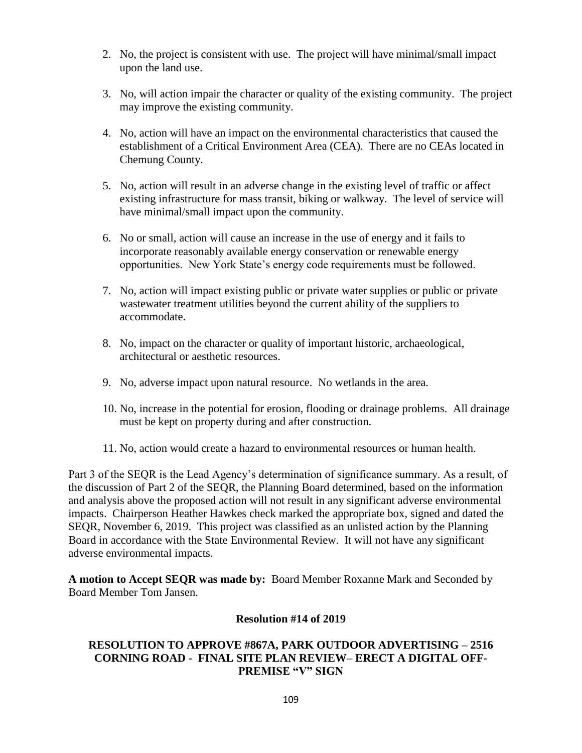2. No, the project is consistent with use. The project will have minimal/small impact upon the land use.

3. No, will action impair the character or quality of the existing community. The project may improve the existing community.

4. No, action will have an impact on the environmental characteristics that caused the establishment of a Critical Environment Area (CEA). There are no CEAs located in Chemung County.

5. No, action will result in an adverse change in the existing level of traffic or affect existing infrastructure for mass transit, biking or walkway. The level of service will have minimal/small impact upon the community.

6. No or small, action will cause an increase in the use of energy and it fails to incorporate reasonably available energy conservation or renewable energy opportunities. New York State's energy code requirements must be followed.

7. No, action will impact existing public or private water supplies or public or private wastewater treatment utilities beyond the current ability of the suppliers to accommodate.

8. No, impact on the character or quality of important historic, archaeological, architectural or aesthetic resources.

9. No, adverse impact upon natural resource. No wetlands in the area.

10. No, increase in the potential for erosion, flooding or drainage problems. All drainage must be kept on property during and after construction.

11. No, action would create a hazard to environmental resources or human health.

Part 3 of the SEQR is the Lead Agency's determination of significance summary. As a result, of the discussion of Part 2 of the SEQR, the Planning Board determined, based on the information and analysis above the proposed action will not result in any significant adverse environmental impacts. Chairperson Heather Hawkes check marked the appropriate box, signed and dated the SEQR, November 6, 2019. This project was classified as an unlisted action by the Planning Board in accordance with the State Environmental Review. It will not have any significant adverse environmental impacts.

**A motion to Accept SEQR was made by:** Board Member Roxanne Mark and Seconded by Board Member Tom Jansen.

**Resolution #14 of 2019**

**RESOLUTION TO APPROVE #867A, PARK OUTDOOR ADVERTISING – 2516 CORNING ROAD - FINAL SITE PLAN REVIEW– ERECT A DIGITAL OFF-PREMISE "V" SIGN**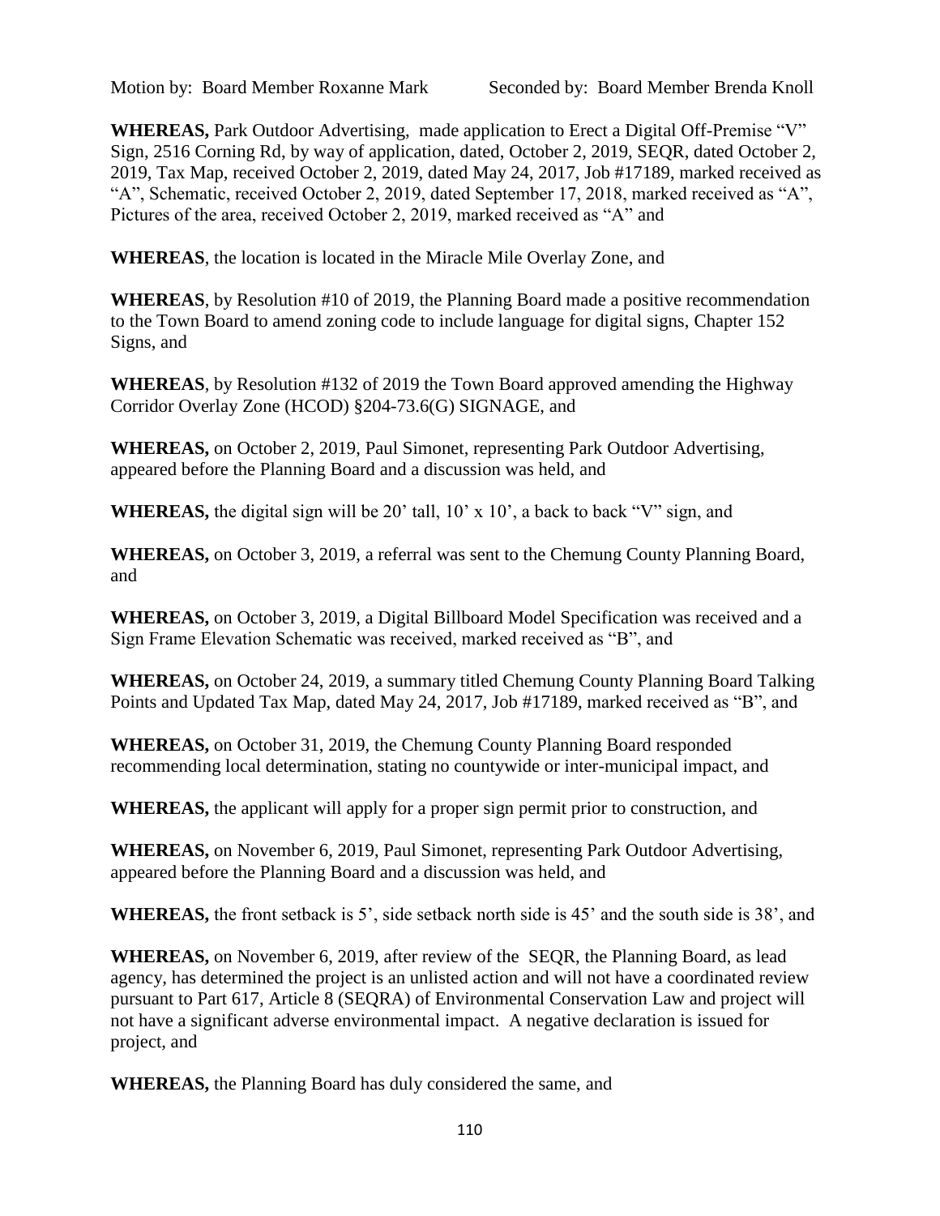Motion by: Board Member Roxanne Mark    Seconded by: Board Member Brenda Knoll

**WHEREAS,** Park Outdoor Advertising, made application to Erect a Digital Off-Premise "V" Sign, 2516 Corning Rd, by way of application, dated, October 2, 2019, SEQR, dated October 2, 2019, Tax Map, received October 2, 2019, dated May 24, 2017, Job #17189, marked received as "A", Schematic, received October 2, 2019, dated September 17, 2018, marked received as "A", Pictures of the area, received October 2, 2019, marked received as "A" and

**WHEREAS**, the location is located in the Miracle Mile Overlay Zone, and

**WHEREAS**, by Resolution #10 of 2019, the Planning Board made a positive recommendation to the Town Board to amend zoning code to include language for digital signs, Chapter 152 Signs, and

**WHEREAS**, by Resolution #132 of 2019 the Town Board approved amending the Highway Corridor Overlay Zone (HCOD) §204-73.6(G) SIGNAGE, and

**WHEREAS,** on October 2, 2019, Paul Simonet, representing Park Outdoor Advertising, appeared before the Planning Board and a discussion was held, and

**WHEREAS,** the digital sign will be 20' tall, 10' x 10', a back to back "V" sign, and

**WHEREAS,** on October 3, 2019, a referral was sent to the Chemung County Planning Board, and

**WHEREAS,** on October 3, 2019, a Digital Billboard Model Specification was received and a Sign Frame Elevation Schematic was received, marked received as "B", and

**WHEREAS,** on October 24, 2019, a summary titled Chemung County Planning Board Talking Points and Updated Tax Map, dated May 24, 2017, Job #17189, marked received as "B", and

**WHEREAS,** on October 31, 2019, the Chemung County Planning Board responded recommending local determination, stating no countywide or inter-municipal impact, and

**WHEREAS,** the applicant will apply for a proper sign permit prior to construction, and

**WHEREAS,** on November 6, 2019, Paul Simonet, representing Park Outdoor Advertising, appeared before the Planning Board and a discussion was held, and

**WHEREAS,** the front setback is 5', side setback north side is 45' and the south side is 38', and

**WHEREAS,** on November 6, 2019, after review of the SEQR, the Planning Board, as lead agency, has determined the project is an unlisted action and will not have a coordinated review pursuant to Part 617, Article 8 (SEQRA) of Environmental Conservation Law and project will not have a significant adverse environmental impact. A negative declaration is issued for project, and

**WHEREAS,** the Planning Board has duly considered the same, and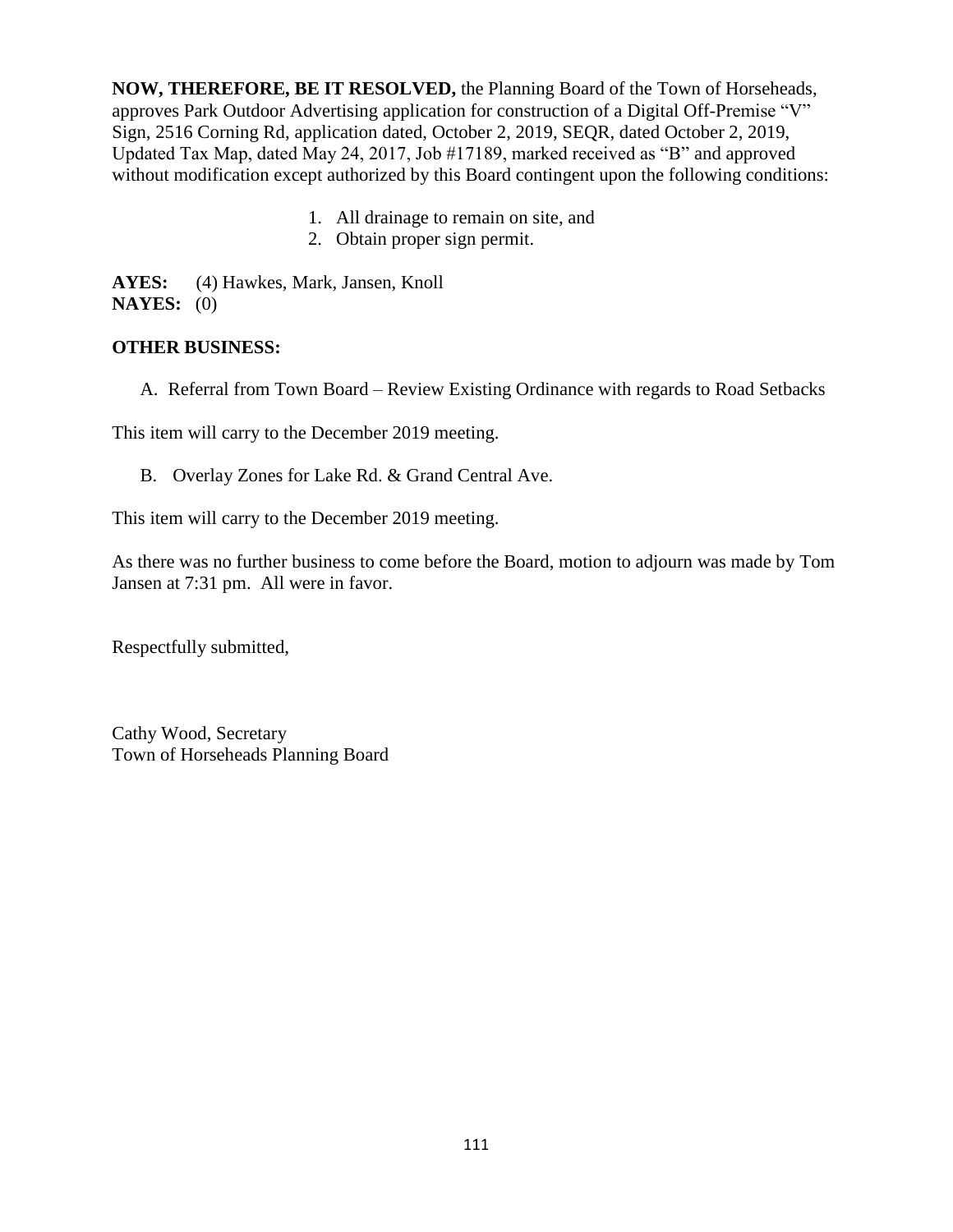**NOW, THEREFORE, BE IT RESOLVED,** the Planning Board of the Town of Horseheads, approves Park Outdoor Advertising application for construction of a Digital Off-Premise "V" Sign, 2516 Corning Rd, application dated, October 2, 2019, SEQR, dated October 2, 2019, Updated Tax Map, dated May 24, 2017, Job #17189, marked received as "B" and approved without modification except authorized by this Board contingent upon the following conditions:

1. All drainage to remain on site, and
2. Obtain proper sign permit.

**AYES:** (4) Hawkes, Mark, Jansen, Knoll
**NAYES:** (0)

**OTHER BUSINESS:**

A. Referral from Town Board – Review Existing Ordinance with regards to Road Setbacks

This item will carry to the December 2019 meeting.

B. Overlay Zones for Lake Rd. & Grand Central Ave.

This item will carry to the December 2019 meeting.

As there was no further business to come before the Board, motion to adjourn was made by Tom Jansen at 7:31 pm. All were in favor.

Respectfully submitted,

Cathy Wood, Secretary
Town of Horseheads Planning Board